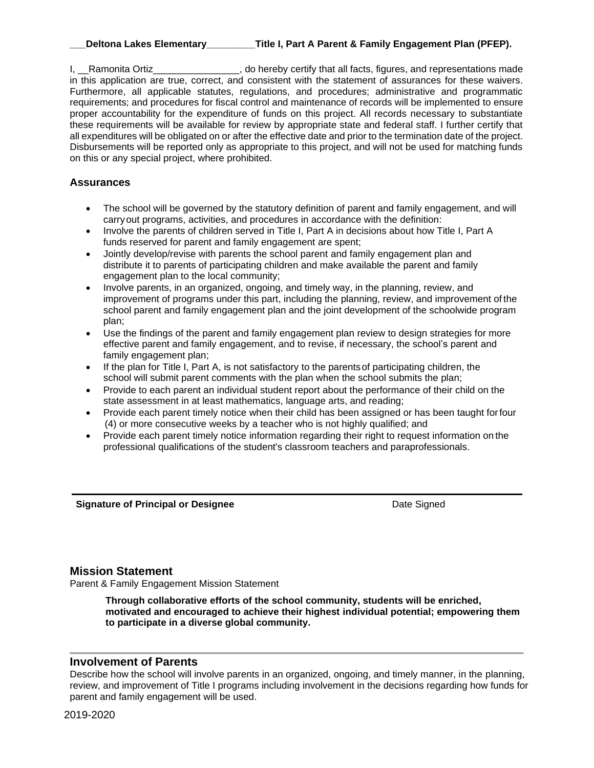**___Deltona Lakes Elementary_________Title I, Part A Parent & Family Engagement Plan (PFEP).**

I, __Ramonita Ortiz________________, do hereby certify that all facts, figures, and representations made in this application are true, correct, and consistent with the statement of assurances for these waivers. Furthermore, all applicable statutes, regulations, and procedures; administrative and programmatic requirements; and procedures for fiscal control and maintenance of records will be implemented to ensure proper accountability for the expenditure of funds on this project. All records necessary to substantiate these requirements will be available for review by appropriate state and federal staff. I further certify that all expenditures will be obligated on or after the effective date and prior to the termination date of the project. Disbursements will be reported only as appropriate to this project, and will not be used for matching funds on this or any special project, where prohibited.

### Assurances

- The school will be governed by the statutory definition of parent and family engagement, and will carry out programs, activities, and procedures in accordance with the definition:
- Involve the parents of children served in Title I, Part A in decisions about how Title I, Part A funds reserved for parent and family engagement are spent;
- Jointly develop/revise with parents the school parent and family engagement plan and distribute it to parents of participating children and make available the parent and family engagement plan to the local community;
- Involve parents, in an organized, ongoing, and timely way, in the planning, review, and improvement of programs under this part, including the planning, review, and improvement of the school parent and family engagement plan and the joint development of the schoolwide program plan;
- Use the findings of the parent and family engagement plan review to design strategies for more effective parent and family engagement, and to revise, if necessary, the school's parent and family engagement plan;
- If the plan for Title I, Part A, is not satisfactory to the parents of participating children, the school will submit parent comments with the plan when the school submits the plan;
- Provide to each parent an individual student report about the performance of their child on the state assessment in at least mathematics, language arts, and reading;
- Provide each parent timely notice when their child has been assigned or has been taught for four (4) or more consecutive weeks by a teacher who is not highly qualified; and
- Provide each parent timely notice information regarding their right to request information on the professional qualifications of the student's classroom teachers and paraprofessionals.

**Signature of Principal or Designee** Date Signed

## Mission Statement

Parent & Family Engagement Mission Statement

**Through collaborative efforts of the school community, students will be enriched, motivated and encouraged to achieve their highest individual potential; empowering them to participate in a diverse global community.**

## Involvement of Parents

Describe how the school will involve parents in an organized, ongoing, and timely manner, in the planning, review, and improvement of Title I programs including involvement in the decisions regarding how funds for parent and family engagement will be used.

2019-2020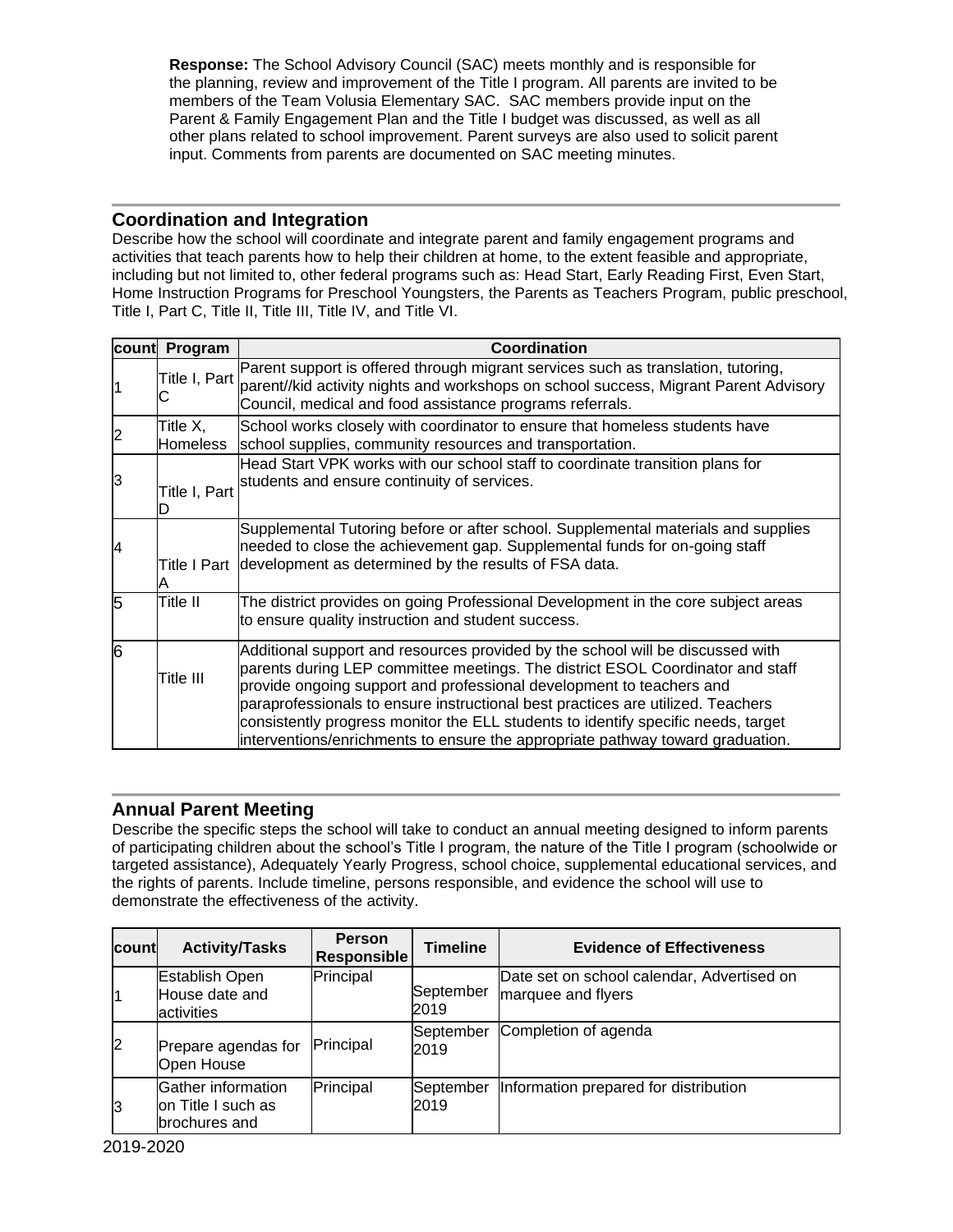**Response:** The School Advisory Council (SAC) meets monthly and is responsible for the planning, review and improvement of the Title I program. All parents are invited to be members of the Team Volusia Elementary SAC. SAC members provide input on the Parent & Family Engagement Plan and the Title I budget was discussed, as well as all other plans related to school improvement. Parent surveys are also used to solicit parent input. Comments from parents are documented on SAC meeting minutes.

## Coordination and Integration

Describe how the school will coordinate and integrate parent and family engagement programs and activities that teach parents how to help their children at home, to the extent feasible and appropriate, including but not limited to, other federal programs such as: Head Start, Early Reading First, Even Start, Home Instruction Programs for Preschool Youngsters, the Parents as Teachers Program, public preschool, Title I, Part C, Title II, Title III, Title IV, and Title VI.

| count | Program | Coordination |
|---|---|---|
| 1 | Title I, Part C | Parent support is offered through migrant services such as translation, tutoring, parent//kid activity nights and workshops on school success, Migrant Parent Advisory Council, medical and food assistance programs referrals. |
| 2 | Title X, Homeless | School works closely with coordinator to ensure that homeless students have school supplies, community resources and transportation. |
| 3 | Title I, Part D | Head Start VPK works with our school staff to coordinate transition plans for students and ensure continuity of services. |
| 4 | Title I Part A | Supplemental Tutoring before or after school. Supplemental materials and supplies needed to close the achievement gap. Supplemental funds for on-going staff development as determined by the results of FSA data. |
| 5 | Title II | The district provides on going Professional Development in the core subject areas to ensure quality instruction and student success. |
| 6 | Title III | Additional support and resources provided by the school will be discussed with parents during LEP committee meetings. The district ESOL Coordinator and staff provide ongoing support and professional development to teachers and paraprofessionals to ensure instructional best practices are utilized. Teachers consistently progress monitor the ELL students to identify specific needs, target interventions/enrichments to ensure the appropriate pathway toward graduation. |

## Annual Parent Meeting

Describe the specific steps the school will take to conduct an annual meeting designed to inform parents of participating children about the school's Title I program, the nature of the Title I program (schoolwide or targeted assistance), Adequately Yearly Progress, school choice, supplemental educational services, and the rights of parents. Include timeline, persons responsible, and evidence the school will use to demonstrate the effectiveness of the activity.

| count | Activity/Tasks | Person Responsible | Timeline | Evidence of Effectiveness |
|---|---|---|---|---|
| 1 | Establish Open House date and activities | Principal | September 2019 | Date set on school calendar, Advertised on marquee and flyers |
| 2 | Prepare agendas for Open House | Principal | September 2019 | Completion of agenda |
| 3 | Gather information on Title I such as brochures and | Principal | September 2019 | Information prepared for distribution |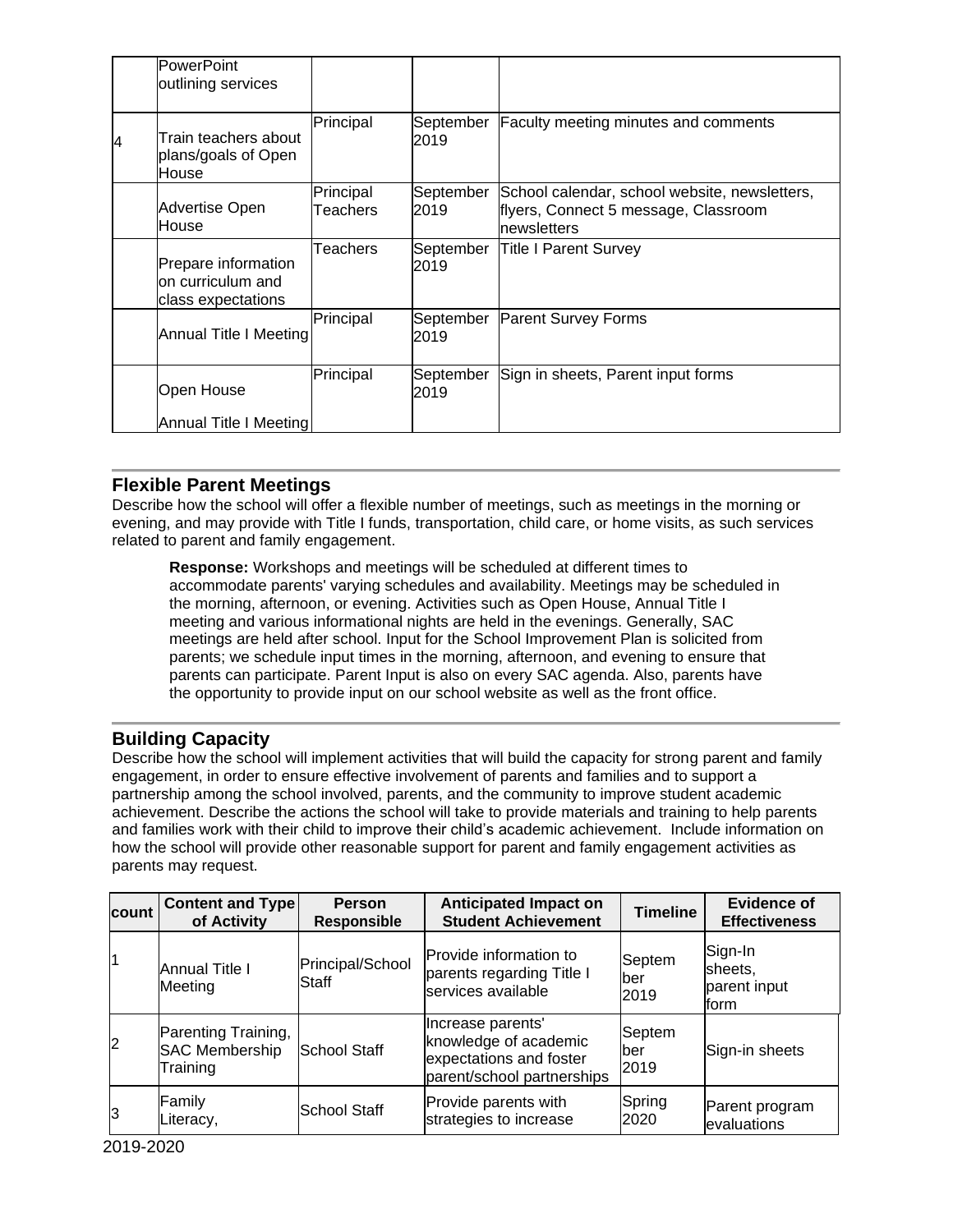| | PowerPoint outlining services | | | |
|---|---|---|---|---|
| 4 | Train teachers about plans/goals of Open House | Principal | September 2019 | Faculty meeting minutes and comments |
| | Advertise Open House | Principal Teachers | September 2019 | School calendar, school website, newsletters, flyers, Connect 5 message, Classroom newsletters |
| | Prepare information on curriculum and class expectations | Teachers | September 2019 | Title I Parent Survey |
| | Annual Title I Meeting | Principal | September 2019 | Parent Survey Forms |
| | Open House<br><br>Annual Title I Meeting | Principal | September 2019 | Sign in sheets, Parent input forms |

## Flexible Parent Meetings

Describe how the school will offer a flexible number of meetings, such as meetings in the morning or evening, and may provide with Title I funds, transportation, child care, or home visits, as such services related to parent and family engagement.

> **Response:** Workshops and meetings will be scheduled at different times to accommodate parents' varying schedules and availability. Meetings may be scheduled in the morning, afternoon, or evening. Activities such as Open House, Annual Title I meeting and various informational nights are held in the evenings. Generally, SAC meetings are held after school. Input for the School Improvement Plan is solicited from parents; we schedule input times in the morning, afternoon, and evening to ensure that parents can participate. Parent Input is also on every SAC agenda. Also, parents have the opportunity to provide input on our school website as well as the front office.

## Building Capacity

Describe how the school will implement activities that will build the capacity for strong parent and family engagement, in order to ensure effective involvement of parents and families and to support a partnership among the school involved, parents, and the community to improve student academic achievement. Describe the actions the school will take to provide materials and training to help parents and families work with their child to improve their child's academic achievement. Include information on how the school will provide other reasonable support for parent and family engagement activities as parents may request.

| count | Content and Type of Activity | Person Responsible | Anticipated Impact on Student Achievement | Timeline | Evidence of Effectiveness |
|---|---|---|---|---|---|
| 1 | Annual Title I Meeting | Principal/School Staff | Provide information to parents regarding Title I services available | September 2019 | Sign-In sheets, parent input form |
| 2 | Parenting Training, SAC Membership Training | School Staff | Increase parents' knowledge of academic expectations and foster parent/school partnerships | September 2019 | Sign-in sheets |
| 3 | Family Literacy, | School Staff | Provide parents with strategies to increase | Spring 2020 | Parent program evaluations |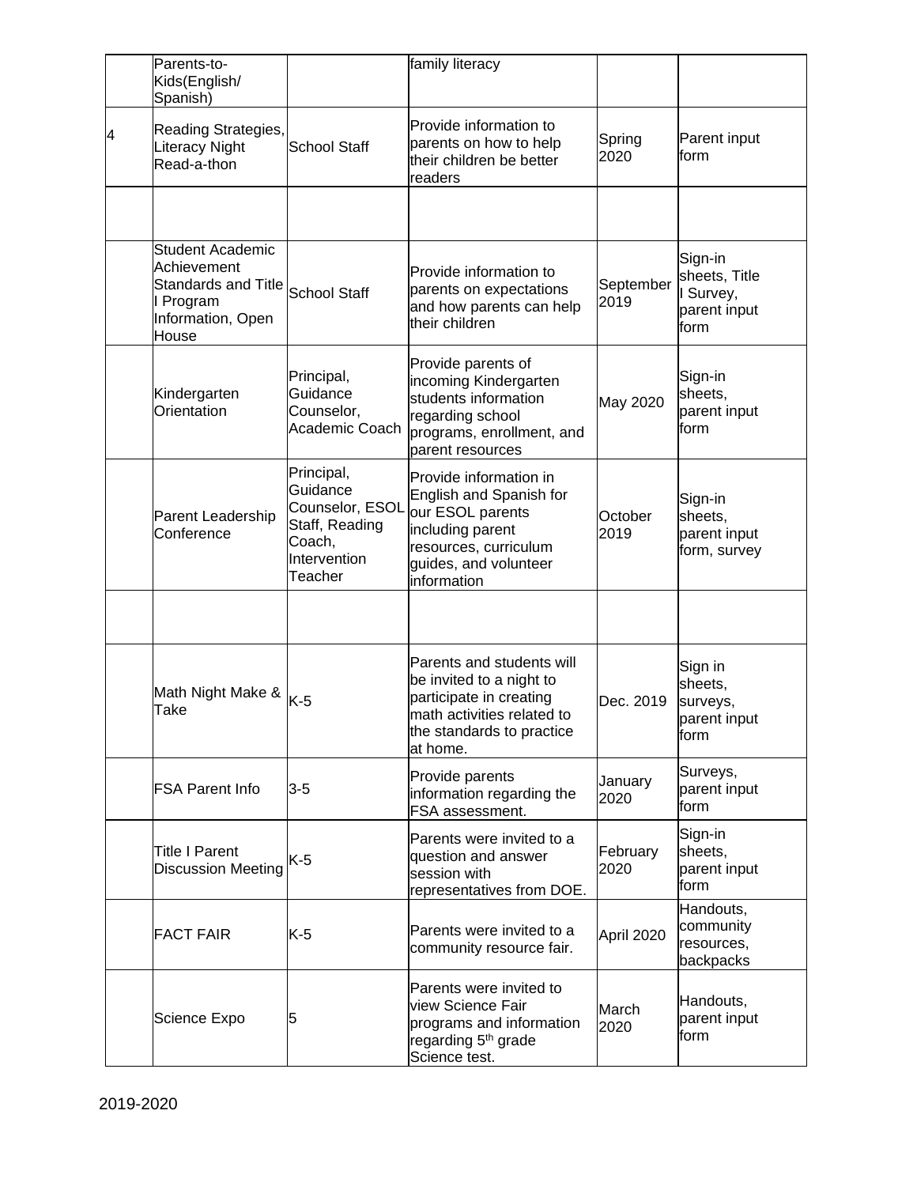| | | | | | |
|---|---|---|---|---|---|
| | Parents-to-Kids(English/ Spanish) | | family literacy | | |
| 4 | Reading Strategies, Literacy Night Read-a-thon | School Staff | Provide information to parents on how to help their children be better readers | Spring 2020 | Parent input form |
| | | | | | |
| | Student Academic Achievement Standards and Title I Program Information, Open House | School Staff | Provide information to parents on expectations and how parents can help their children | September 2019 | Sign-in sheets, Title I Survey, parent input form |
| | Kindergarten Orientation | Principal, Guidance Counselor, Academic Coach | Provide parents of incoming Kindergarten students information regarding school programs, enrollment, and parent resources | May 2020 | Sign-in sheets, parent input form |
| | Parent Leadership Conference | Principal, Guidance Counselor, ESOL Staff, Reading Coach, Intervention Teacher | Provide information in English and Spanish for our ESOL parents including parent resources, curriculum guides, and volunteer information | October 2019 | Sign-in sheets, parent input form, survey |
| | | | | | |
| | Math Night Make & Take | K-5 | Parents and students will be invited to a night to participate in creating math activities related to the standards to practice at home. | Dec. 2019 | Sign in sheets, surveys, parent input form |
| | FSA Parent Info | 3-5 | Provide parents information regarding the FSA assessment. | January 2020 | Surveys, parent input form |
| | Title I Parent Discussion Meeting | K-5 | Parents were invited to a question and answer session with representatives from DOE. | February 2020 | Sign-in sheets, parent input form |
| | FACT FAIR | K-5 | Parents were invited to a community resource fair. | April 2020 | Handouts, community resources, backpacks |
| | Science Expo | 5 | Parents were invited to view Science Fair programs and information regarding 5th grade Science test. | March 2020 | Handouts, parent input form |

2019-2020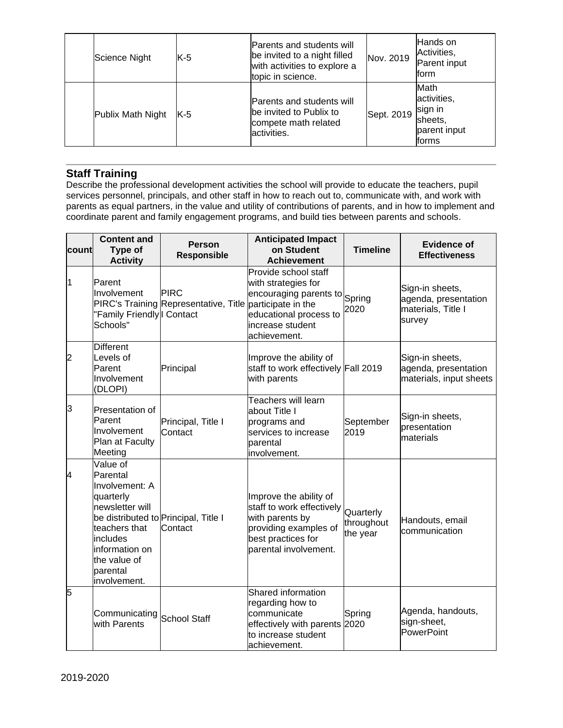| | | | | | |
|---|---|---|---|---|---|
| | Science Night | K-5 | Parents and students will be invited to a night filled with activities to explore a topic in science. | Nov. 2019 | Hands on Activities, Parent input form |
| | Publix Math Night | K-5 | Parents and students will be invited to Publix to compete math related activities. | Sept. 2019 | Math activities, sign in sheets, parent input forms |

## Staff Training

Describe the professional development activities the school will provide to educate the teachers, pupil services personnel, principals, and other staff in how to reach out to, communicate with, and work with parents as equal partners, in the value and utility of contributions of parents, and in how to implement and coordinate parent and family engagement programs, and build ties between parents and schools.

| count | Content and Type of Activity | Person Responsible | Anticipated Impact on Student Achievement | Timeline | Evidence of Effectiveness |
|---|---|---|---|---|---|
| 1 | Parent Involvement PIRC's Training "Family Friendly Schools" | PIRC Representative, Title I Contact | Provide school staff with strategies for encouraging parents to participate in the educational process to increase student achievement. | Spring 2020 | Sign-in sheets, agenda, presentation materials, Title I survey |
| 2 | Different Levels of Parent Involvement (DLOPI) | Principal | Improve the ability of staff to work effectively with parents | Fall 2019 | Sign-in sheets, agenda, presentation materials, input sheets |
| 3 | Presentation of Parent Involvement Plan at Faculty Meeting | Principal, Title I Contact | Teachers will learn about Title I programs and services to increase parental involvement. | September 2019 | Sign-in sheets, presentation materials |
| 4 | Value of Parental Involvement: A quarterly newsletter will be distributed to teachers that includes information on the value of parental involvement. | Principal, Title I Contact | Improve the ability of staff to work effectively with parents by providing examples of best practices for parental involvement. | Quarterly throughout the year | Handouts, email communication |
| 5 | Communicating with Parents | School Staff | Shared information regarding how to communicate effectively with parents to increase student achievement. | Spring 2020 | Agenda, handouts, sign-sheet, PowerPoint |

2019-2020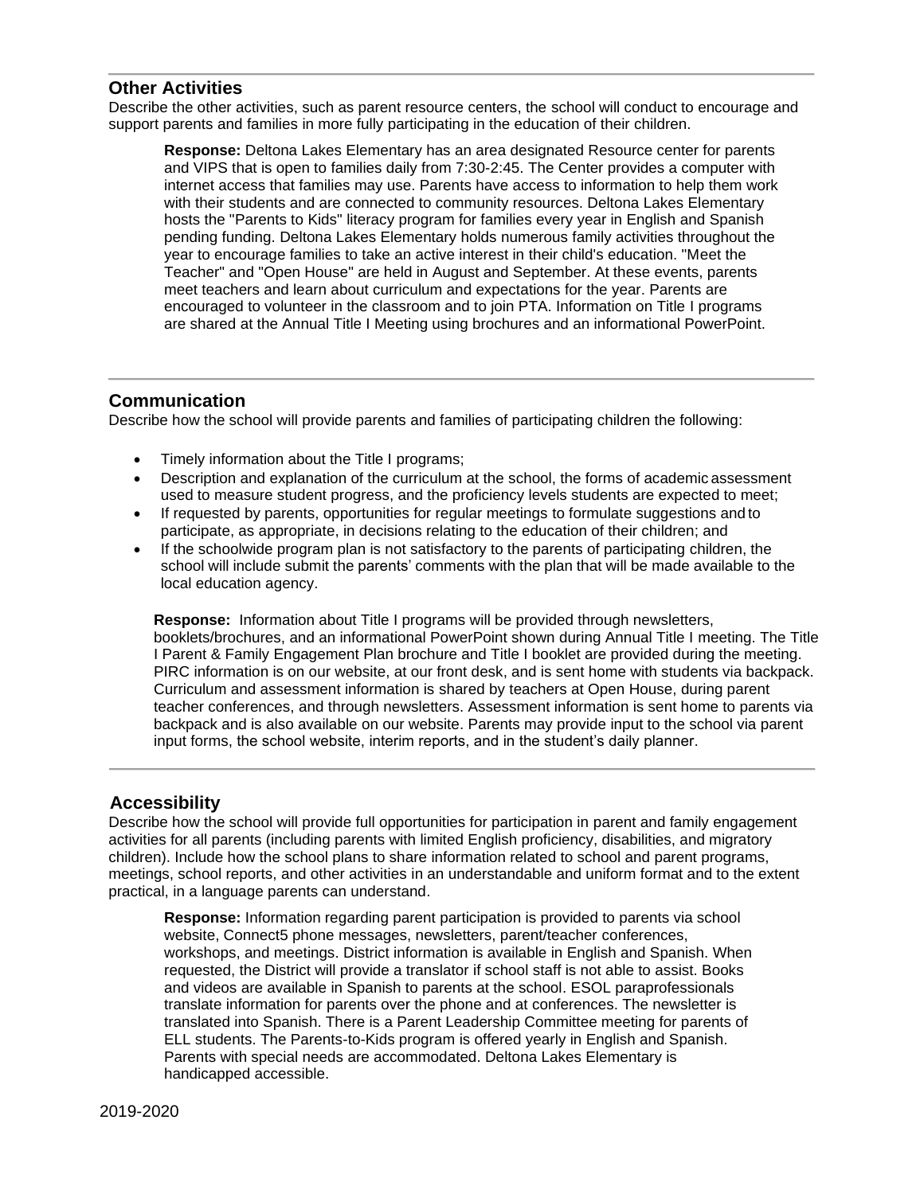## Other Activities

Describe the other activities, such as parent resource centers, the school will conduct to encourage and support parents and families in more fully participating in the education of their children.

> **Response:** Deltona Lakes Elementary has an area designated Resource center for parents and VIPS that is open to families daily from 7:30-2:45. The Center provides a computer with internet access that families may use. Parents have access to information to help them work with their students and are connected to community resources. Deltona Lakes Elementary hosts the "Parents to Kids" literacy program for families every year in English and Spanish pending funding. Deltona Lakes Elementary holds numerous family activities throughout the year to encourage families to take an active interest in their child's education. "Meet the Teacher" and "Open House" are held in August and September. At these events, parents meet teachers and learn about curriculum and expectations for the year. Parents are encouraged to volunteer in the classroom and to join PTA. Information on Title I programs are shared at the Annual Title I Meeting using brochures and an informational PowerPoint.

## Communication

Describe how the school will provide parents and families of participating children the following:

- Timely information about the Title I programs;
- Description and explanation of the curriculum at the school, the forms of academic assessment used to measure student progress, and the proficiency levels students are expected to meet;
- If requested by parents, opportunities for regular meetings to formulate suggestions and to participate, as appropriate, in decisions relating to the education of their children; and
- If the schoolwide program plan is not satisfactory to the parents of participating children, the school will include submit the parents' comments with the plan that will be made available to the local education agency.

> **Response:** Information about Title I programs will be provided through newsletters, booklets/brochures, and an informational PowerPoint shown during Annual Title I meeting. The Title I Parent & Family Engagement Plan brochure and Title I booklet are provided during the meeting. PIRC information is on our website, at our front desk, and is sent home with students via backpack. Curriculum and assessment information is shared by teachers at Open House, during parent teacher conferences, and through newsletters. Assessment information is sent home to parents via backpack and is also available on our website. Parents may provide input to the school via parent input forms, the school website, interim reports, and in the student's daily planner.

## Accessibility

Describe how the school will provide full opportunities for participation in parent and family engagement activities for all parents (including parents with limited English proficiency, disabilities, and migratory children). Include how the school plans to share information related to school and parent programs, meetings, school reports, and other activities in an understandable and uniform format and to the extent practical, in a language parents can understand.

> **Response:** Information regarding parent participation is provided to parents via school website, Connect5 phone messages, newsletters, parent/teacher conferences, workshops, and meetings. District information is available in English and Spanish. When requested, the District will provide a translator if school staff is not able to assist. Books and videos are available in Spanish to parents at the school. ESOL paraprofessionals translate information for parents over the phone and at conferences. The newsletter is translated into Spanish. There is a Parent Leadership Committee meeting for parents of ELL students. The Parents-to-Kids program is offered yearly in English and Spanish. Parents with special needs are accommodated. Deltona Lakes Elementary is handicapped accessible.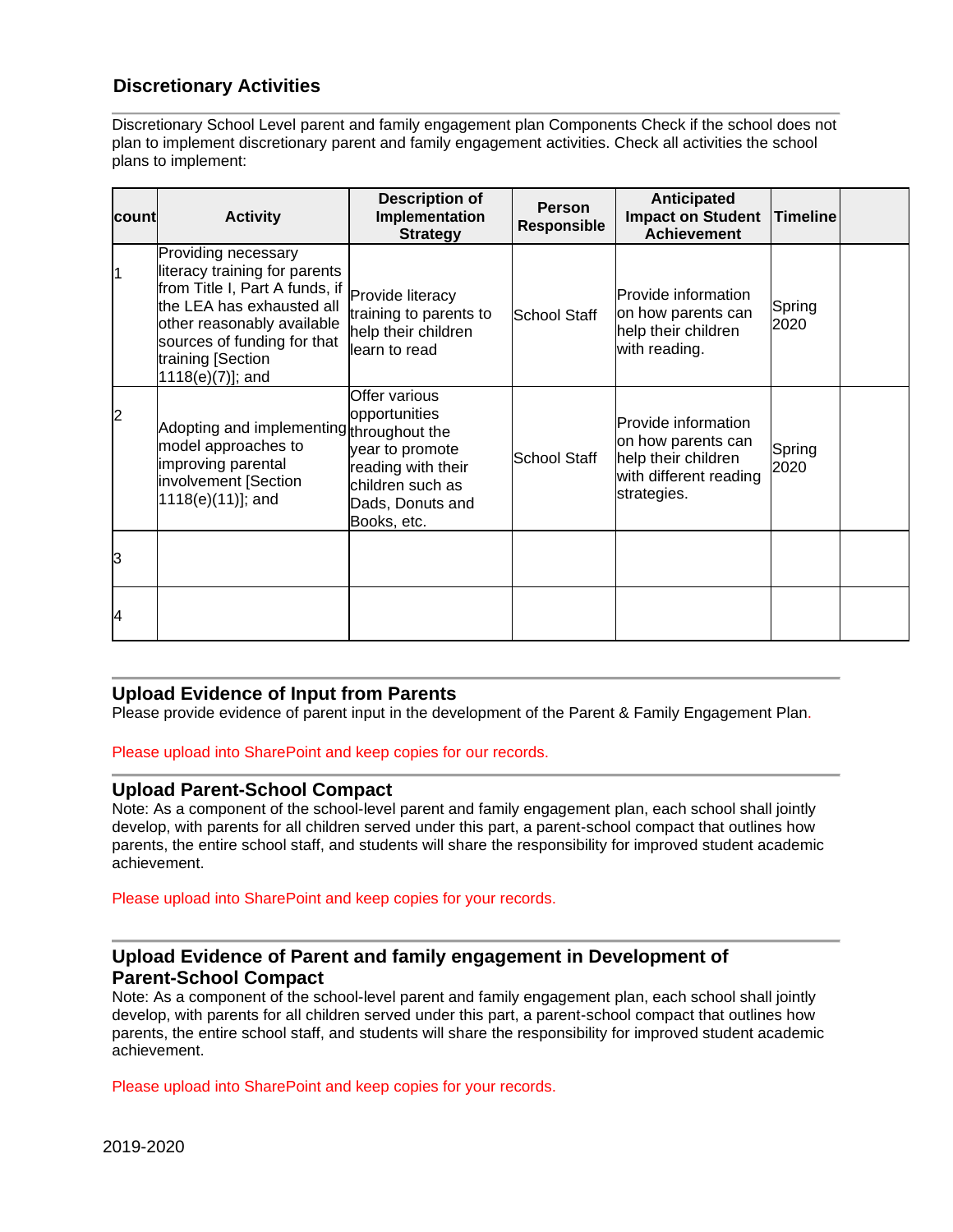## Discretionary Activities

Discretionary School Level parent and family engagement plan Components Check if the school does not plan to implement discretionary parent and family engagement activities. Check all activities the school plans to implement:

| count | Activity | Description of Implementation Strategy | Person Responsible | Anticipated Impact on Student Achievement | Timeline | |
|---|---|---|---|---|---|---|
| 1 | Providing necessary literacy training for parents from Title I, Part A funds, if the LEA has exhausted all other reasonably available sources of funding for that training [Section 1118(e)(7)]; and | Provide literacy training to parents to help their children learn to read | School Staff | Provide information on how parents can help their children with reading. | Spring 2020 | |
| 2 | Adopting and implementing model approaches to improving parental involvement [Section 1118(e)(11)]; and | Offer various opportunities throughout the year to promote reading with their children such as Dads, Donuts and Books, etc. | School Staff | Provide information on how parents can help their children with different reading strategies. | Spring 2020 | |
| 3 | | | | | | |
| 4 | | | | | | |

## Upload Evidence of Input from Parents

Please provide evidence of parent input in the development of the Parent & Family Engagement Plan.

Please upload into SharePoint and keep copies for our records.

## Upload Parent-School Compact

Note: As a component of the school-level parent and family engagement plan, each school shall jointly develop, with parents for all children served under this part, a parent-school compact that outlines how parents, the entire school staff, and students will share the responsibility for improved student academic achievement.

Please upload into SharePoint and keep copies for your records.

## Upload Evidence of Parent and family engagement in Development of Parent-School Compact

Note: As a component of the school-level parent and family engagement plan, each school shall jointly develop, with parents for all children served under this part, a parent-school compact that outlines how parents, the entire school staff, and students will share the responsibility for improved student academic achievement.

Please upload into SharePoint and keep copies for your records.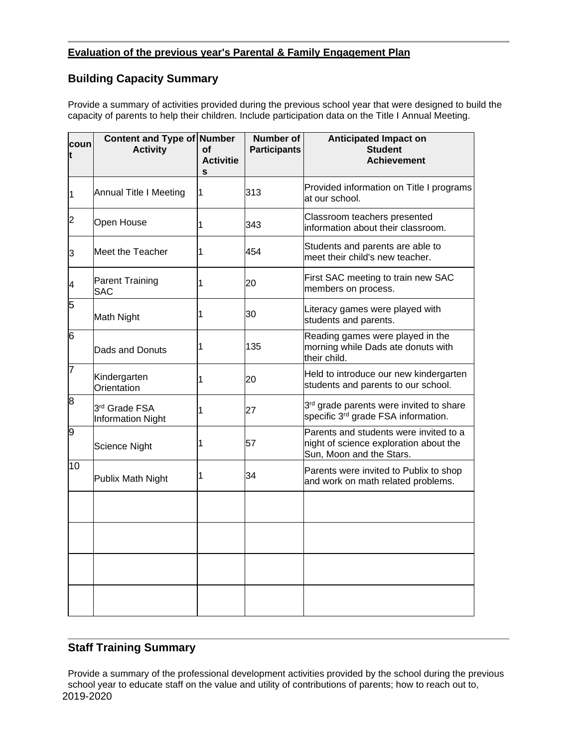**Evaluation of the previous year's Parental & Family Engagement Plan**

## Building Capacity Summary

Provide a summary of activities provided during the previous school year that were designed to build the capacity of parents to help their children. Include participation data on the Title I Annual Meeting.

| count | Content and Type of Activity | Number of Activities | Number of Participants | Anticipated Impact on Student Achievement |
|---|---|---|---|---|
| 1 | Annual Title I Meeting | 1 | 313 | Provided information on Title I programs at our school. |
| 2 | Open House | 1 | 343 | Classroom teachers presented information about their classroom. |
| 3 | Meet the Teacher | 1 | 454 | Students and parents are able to meet their child's new teacher. |
| 4 | Parent Training SAC | 1 | 20 | First SAC meeting to train new SAC members on process. |
| 5 | Math Night | 1 | 30 | Literacy games were played with students and parents. |
| 6 | Dads and Donuts | 1 | 135 | Reading games were played in the morning while Dads ate donuts with their child. |
| 7 | Kindergarten Orientation | 1 | 20 | Held to introduce our new kindergarten students and parents to our school. |
| 8 | 3rd Grade FSA Information Night | 1 | 27 | 3rd grade parents were invited to share specific 3rd grade FSA information. |
| 9 | Science Night | 1 | 57 | Parents and students were invited to a night of science exploration about the Sun, Moon and the Stars. |
| 10 | Publix Math Night | 1 | 34 | Parents were invited to Publix to shop and work on math related problems. |
| | | | | |
| | | | | |
| | | | | |
| | | | | |

## Staff Training Summary

Provide a summary of the professional development activities provided by the school during the previous school year to educate staff on the value and utility of contributions of parents; how to reach out to,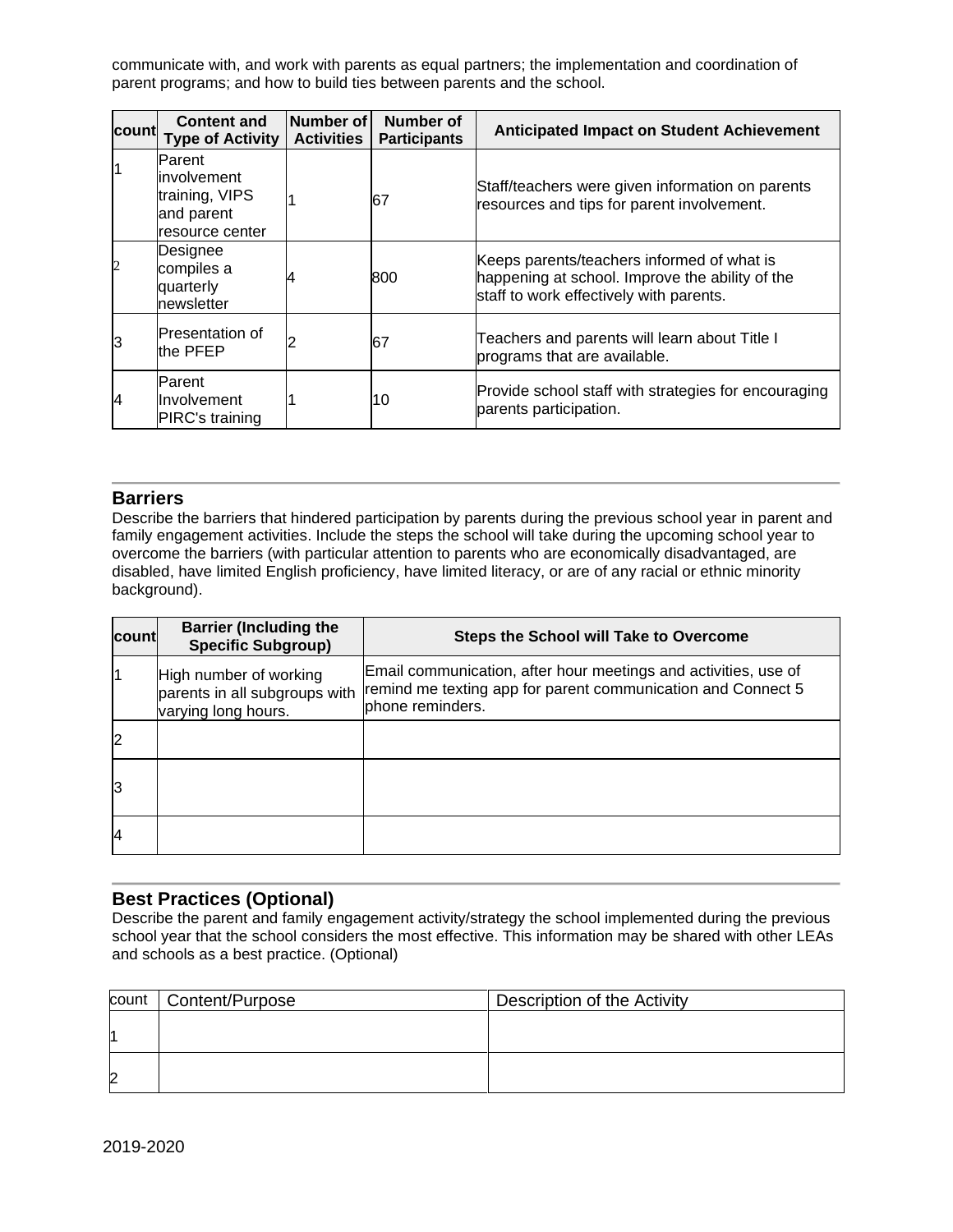communicate with, and work with parents as equal partners; the implementation and coordination of parent programs; and how to build ties between parents and the school.

| count | Content and Type of Activity | Number of Activities | Number of Participants | Anticipated Impact on Student Achievement |
|---|---|---|---|---|
| 1 | Parent involvement training, VIPS and parent resource center | 1 | 67 | Staff/teachers were given information on parents resources and tips for parent involvement. |
| 2 | Designee compiles a quarterly newsletter | 4 | 800 | Keeps parents/teachers informed of what is happening at school. Improve the ability of the staff to work effectively with parents. |
| 3 | Presentation of the PFEP | 2 | 67 | Teachers and parents will learn about Title I programs that are available. |
| 4 | Parent Involvement PIRC's training | 1 | 10 | Provide school staff with strategies for encouraging parents participation. |

## Barriers

Describe the barriers that hindered participation by parents during the previous school year in parent and family engagement activities. Include the steps the school will take during the upcoming school year to overcome the barriers (with particular attention to parents who are economically disadvantaged, are disabled, have limited English proficiency, have limited literacy, or are of any racial or ethnic minority background).

| count | Barrier (Including the Specific Subgroup) | Steps the School will Take to Overcome |
|---|---|---|
| 1 | High number of working parents in all subgroups with varying long hours. | Email communication, after hour meetings and activities, use of remind me texting app for parent communication and Connect 5 phone reminders. |
| 2 | | |
| 3 | | |
| 4 | | |

## Best Practices (Optional)

Describe the parent and family engagement activity/strategy the school implemented during the previous school year that the school considers the most effective. This information may be shared with other LEAs and schools as a best practice. (Optional)

| count | Content/Purpose | Description of the Activity |
|---|---|---|
| 1 | | |
| 2 | | |

2019-2020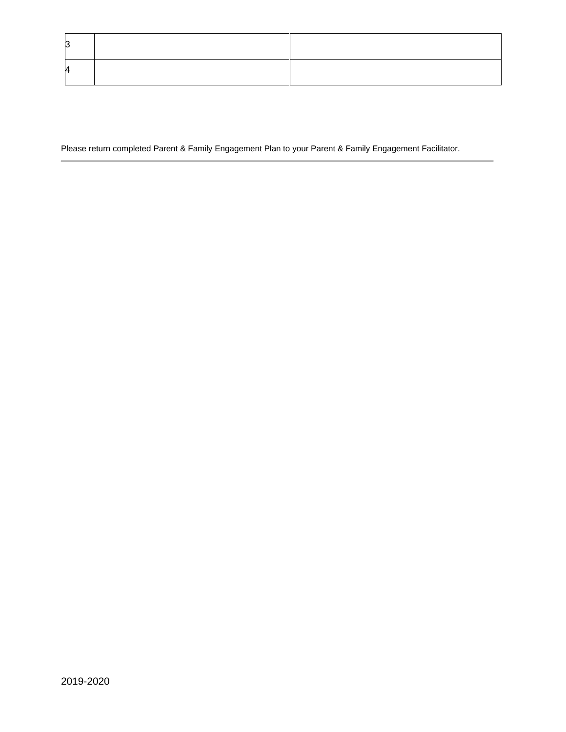| | | |
|---|---|---|
| 3 | | |
| 4 | | |

Please return completed Parent & Family Engagement Plan to your Parent & Family Engagement Facilitator.

---

2019-2020